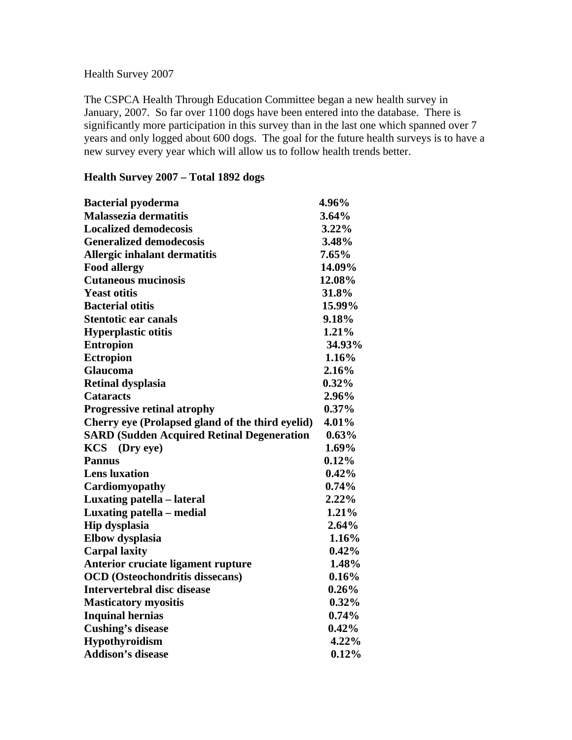Health Survey 2007

The CSPCA Health Through Education Committee began a new health survey in January, 2007. So far over 1100 dogs have been entered into the database. There is significantly more participation in this survey than in the last one which spanned over 7 years and only logged about 600 dogs. The goal for the future health surveys is to have a new survey every year which will allow us to follow health trends better.

**Health Survey 2007 – Total 1892 dogs**

| | |
|---|---|
| **Bacterial pyoderma** | **4.96%** |
| **Malassezia dermatitis** | **3.64%** |
| **Localized demodecosis** | **3.22%** |
| **Generalized demodecosis** | **3.48%** |
| **Allergic inhalant dermatitis** | **7.65%** |
| **Food allergy** | **14.09%** |
| **Cutaneous mucinosis** | **12.08%** |
| **Yeast otitis** | **31.8%** |
| **Bacterial otitis** | **15.99%** |
| **Stentotic ear canals** | **9.18%** |
| **Hyperplastic otitis** | **1.21%** |
| **Entropion** | **34.93%** |
| **Ectropion** | **1.16%** |
| **Glaucoma** | **2.16%** |
| **Retinal dysplasia** | **0.32%** |
| **Cataracts** | **2.96%** |
| **Progressive retinal atrophy** | **0.37%** |
| **Cherry eye (Prolapsed gland of the third eyelid)** | **4.01%** |
| **SARD (Sudden Acquired Retinal Degeneration** | **0.63%** |
| **KCS (Dry eye)** | **1.69%** |
| **Pannus** | **0.12%** |
| **Lens luxation** | **0.42%** |
| **Cardiomyopathy** | **0.74%** |
| **Luxating patella – lateral** | **2.22%** |
| **Luxating patella – medial** | **1.21%** |
| **Hip dysplasia** | **2.64%** |
| **Elbow dysplasia** | **1.16%** |
| **Carpal laxity** | **0.42%** |
| **Anterior cruciate ligament rupture** | **1.48%** |
| **OCD (Osteochondritis dissecans)** | **0.16%** |
| **Intervertebral disc disease** | **0.26%** |
| **Masticatory myositis** | **0.32%** |
| **Inquinal hernias** | **0.74%** |
| **Cushing's disease** | **0.42%** |
| **Hypothyroidism** | **4.22%** |
| **Addison's disease** | **0.12%** |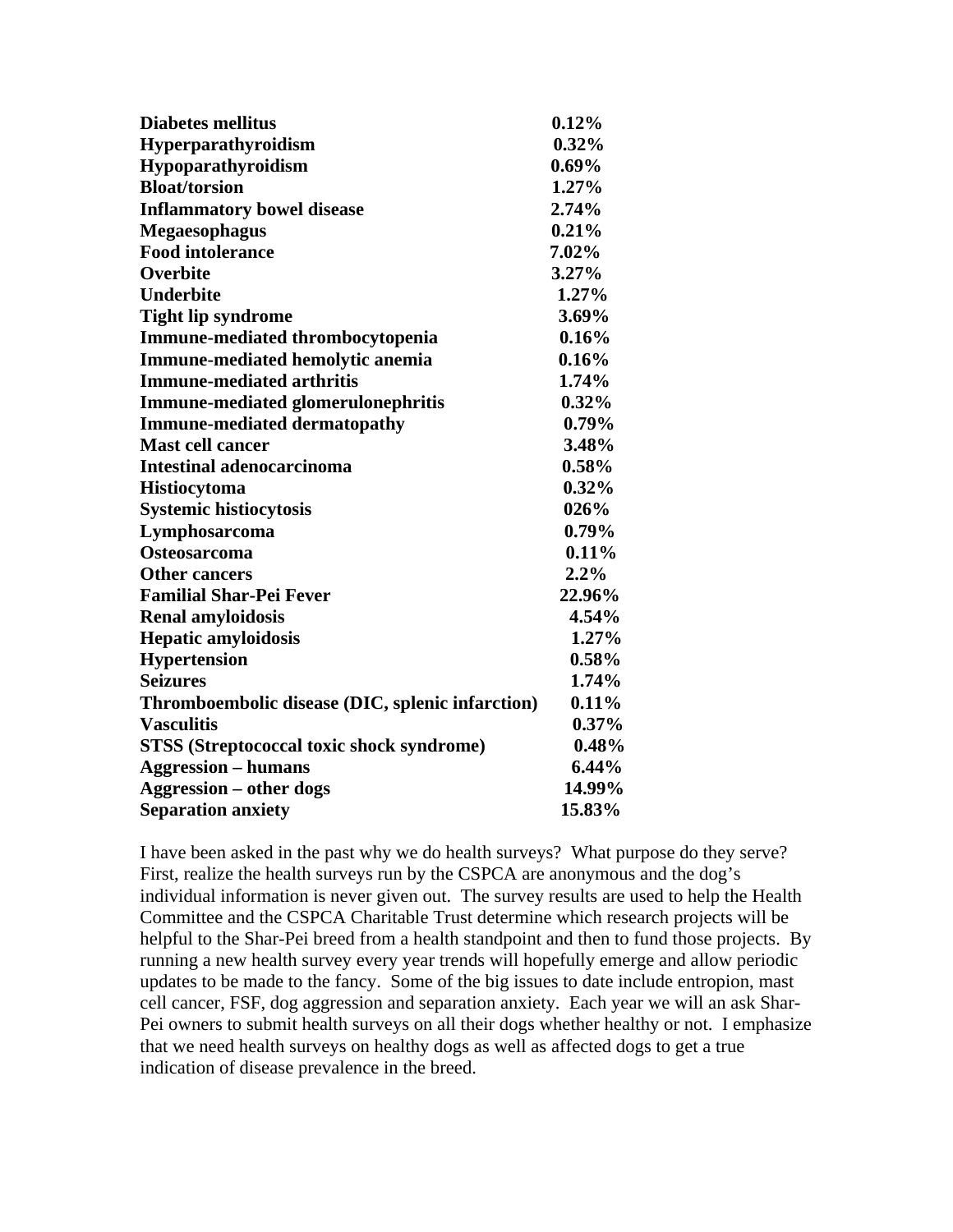| | |
|---|---|
| **Diabetes mellitus** | **0.12%** |
| **Hyperparathyroidism** | **0.32%** |
| **Hypoparathyroidism** | **0.69%** |
| **Bloat/torsion** | **1.27%** |
| **Inflammatory bowel disease** | **2.74%** |
| **Megaesophagus** | **0.21%** |
| **Food intolerance** | **7.02%** |
| **Overbite** | **3.27%** |
| **Underbite** | **1.27%** |
| **Tight lip syndrome** | **3.69%** |
| **Immune-mediated thrombocytopenia** | **0.16%** |
| **Immune-mediated hemolytic anemia** | **0.16%** |
| **Immune-mediated arthritis** | **1.74%** |
| **Immune-mediated glomerulonephritis** | **0.32%** |
| **Immune-mediated dermatopathy** | **0.79%** |
| **Mast cell cancer** | **3.48%** |
| **Intestinal adenocarcinoma** | **0.58%** |
| **Histiocytoma** | **0.32%** |
| **Systemic histiocytosis** | **026%** |
| **Lymphosarcoma** | **0.79%** |
| **Osteosarcoma** | **0.11%** |
| **Other cancers** | **2.2%** |
| **Familial Shar-Pei Fever** | **22.96%** |
| **Renal amyloidosis** | **4.54%** |
| **Hepatic amyloidosis** | **1.27%** |
| **Hypertension** | **0.58%** |
| **Seizures** | **1.74%** |
| **Thromboembolic disease (DIC, splenic infarction)** | **0.11%** |
| **Vasculitis** | **0.37%** |
| **STSS (Streptococcal toxic shock syndrome)** | **0.48%** |
| **Aggression – humans** | **6.44%** |
| **Aggression – other dogs** | **14.99%** |
| **Separation anxiety** | **15.83%** |

I have been asked in the past why we do health surveys? What purpose do they serve? First, realize the health surveys run by the CSPCA are anonymous and the dog's individual information is never given out. The survey results are used to help the Health Committee and the CSPCA Charitable Trust determine which research projects will be helpful to the Shar-Pei breed from a health standpoint and then to fund those projects. By running a new health survey every year trends will hopefully emerge and allow periodic updates to be made to the fancy. Some of the big issues to date include entropion, mast cell cancer, FSF, dog aggression and separation anxiety. Each year we will an ask Shar-Pei owners to submit health surveys on all their dogs whether healthy or not. I emphasize that we need health surveys on healthy dogs as well as affected dogs to get a true indication of disease prevalence in the breed.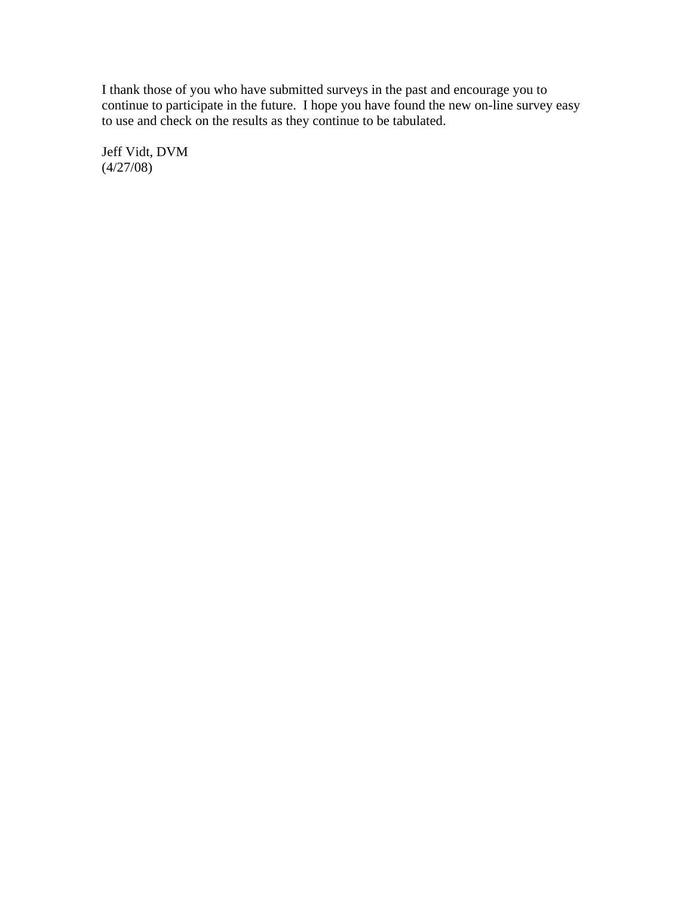I thank those of you who have submitted surveys in the past and encourage you to continue to participate in the future.  I hope you have found the new on-line survey easy to use and check on the results as they continue to be tabulated.

Jeff Vidt, DVM
(4/27/08)